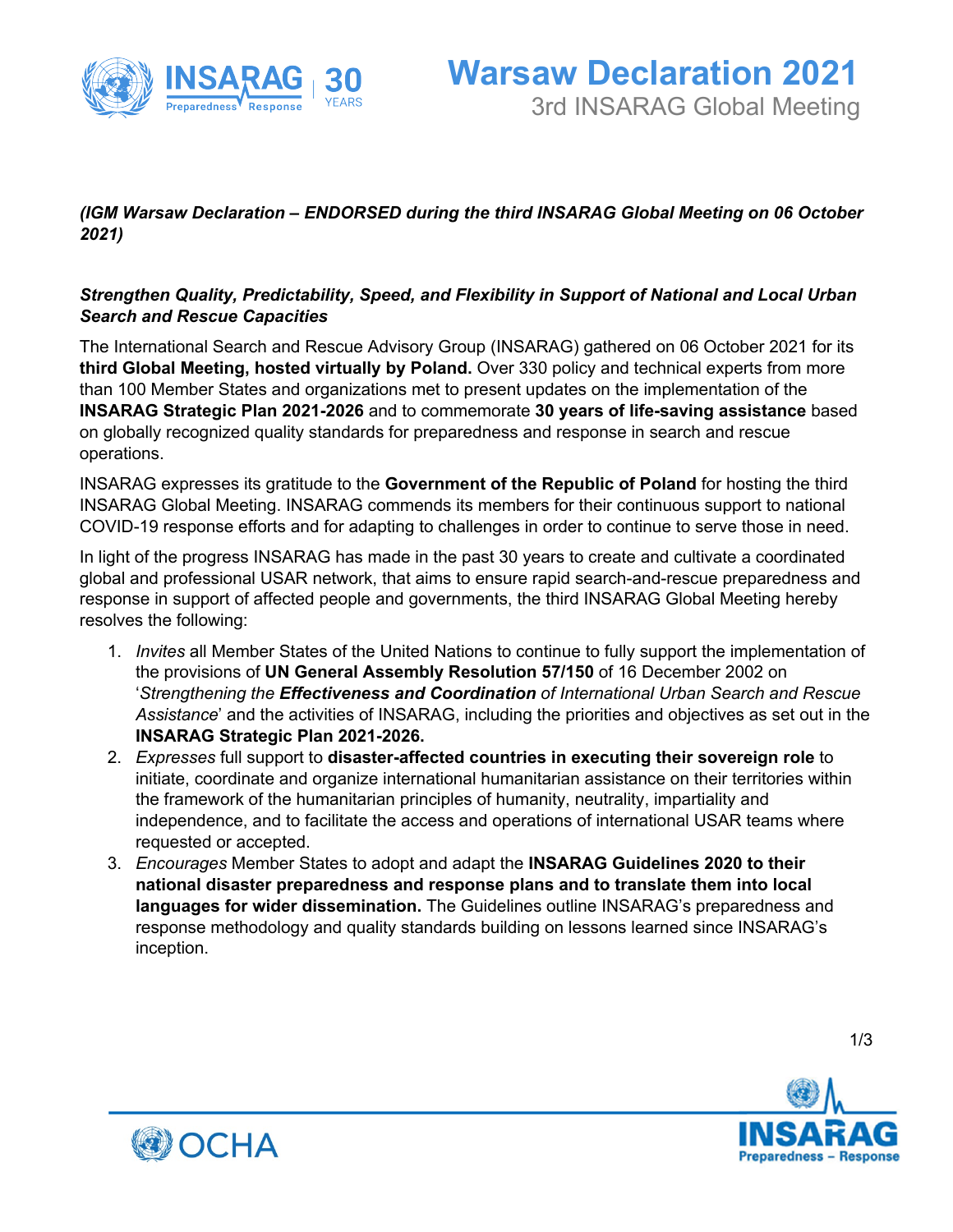# Warsaw Declaration 2021

## 3rd INSARAG Global Meeting

***(IGM Warsaw Declaration – ENDORSED during the third INSARAG Global Meeting on 06 October 2021)***

***Strengthen Quality, Predictability, Speed, and Flexibility in Support of National and Local Urban Search and Rescue Capacities***

The International Search and Rescue Advisory Group (INSARAG) gathered on 06 October 2021 for its **third Global Meeting, hosted virtually by Poland.** Over 330 policy and technical experts from more than 100 Member States and organizations met to present updates on the implementation of the **INSARAG Strategic Plan 2021-2026** and to commemorate **30 years of life-saving assistance** based on globally recognized quality standards for preparedness and response in search and rescue operations.

INSARAG expresses its gratitude to the **Government of the Republic of Poland** for hosting the third INSARAG Global Meeting. INSARAG commends its members for their continuous support to national COVID-19 response efforts and for adapting to challenges in order to continue to serve those in need.

In light of the progress INSARAG has made in the past 30 years to create and cultivate a coordinated global and professional USAR network, that aims to ensure rapid search-and-rescue preparedness and response in support of affected people and governments, the third INSARAG Global Meeting hereby resolves the following:

1. *Invites* all Member States of the United Nations to continue to fully support the implementation of the provisions of **UN General Assembly Resolution 57/150** of 16 December 2002 on '*Strengthening the **Effectiveness and Coordination** of International Urban Search and Rescue Assistance*' and the activities of INSARAG, including the priorities and objectives as set out in the **INSARAG Strategic Plan 2021-2026.**
2. *Expresses* full support to **disaster-affected countries in executing their sovereign role** to initiate, coordinate and organize international humanitarian assistance on their territories within the framework of the humanitarian principles of humanity, neutrality, impartiality and independence, and to facilitate the access and operations of international USAR teams where requested or accepted.
3. *Encourages* Member States to adopt and adapt the **INSARAG Guidelines 2020 to their national disaster preparedness and response plans and to translate them into local languages for wider dissemination.** The Guidelines outline INSARAG's preparedness and response methodology and quality standards building on lessons learned since INSARAG's inception.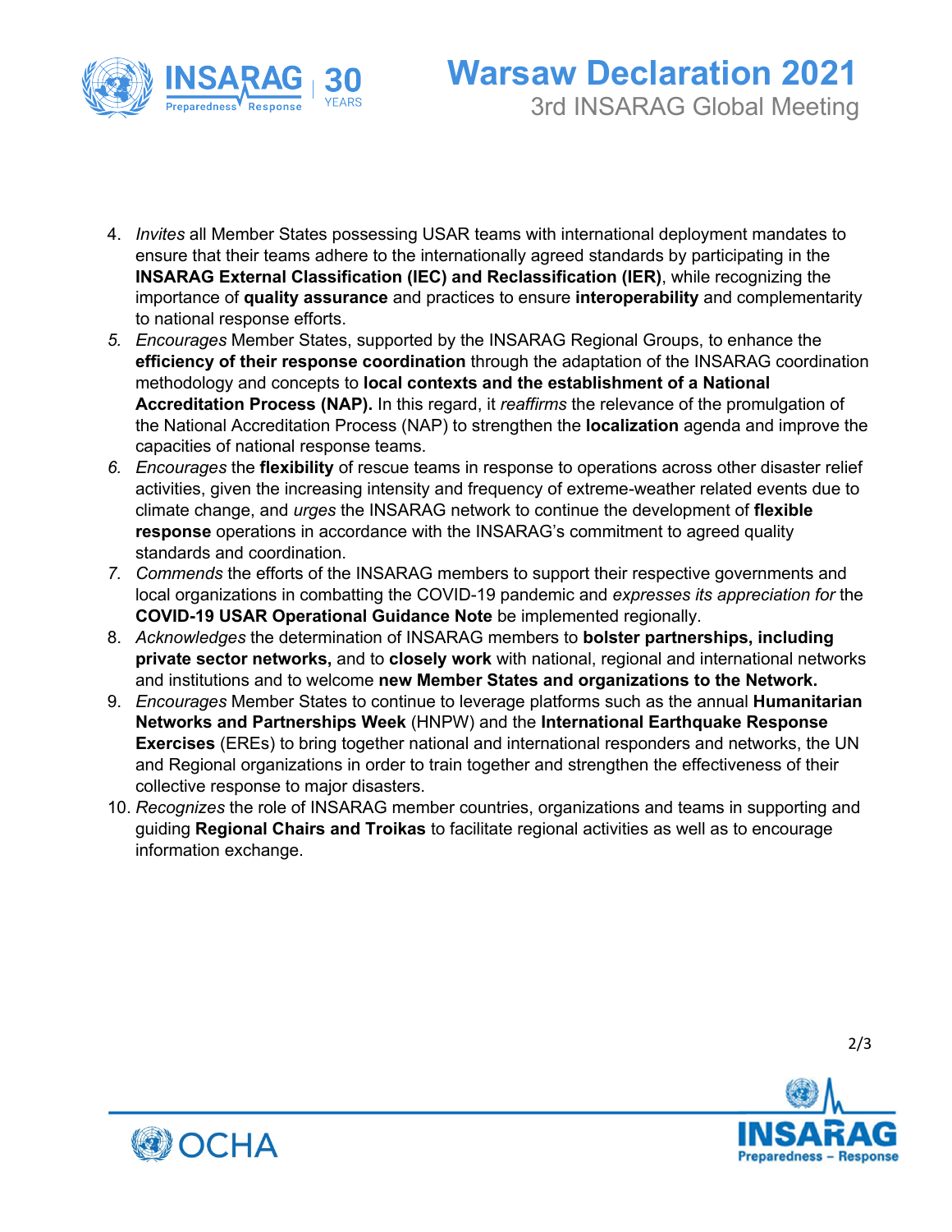4. *Invites* all Member States possessing USAR teams with international deployment mandates to ensure that their teams adhere to the internationally agreed standards by participating in the **INSARAG External Classification (IEC) and Reclassification (IER)**, while recognizing the importance of **quality assurance** and practices to ensure **interoperability** and complementarity to national response efforts.
5. *Encourages* Member States, supported by the INSARAG Regional Groups, to enhance the **efficiency of their response coordination** through the adaptation of the INSARAG coordination methodology and concepts to **local contexts and the establishment of a National Accreditation Process (NAP).** In this regard, it *reaffirms* the relevance of the promulgation of the National Accreditation Process (NAP) to strengthen the **localization** agenda and improve the capacities of national response teams.
6. *Encourages* the **flexibility** of rescue teams in response to operations across other disaster relief activities, given the increasing intensity and frequency of extreme-weather related events due to climate change, and *urges* the INSARAG network to continue the development of **flexible response** operations in accordance with the INSARAG's commitment to agreed quality standards and coordination.
7. *Commends* the efforts of the INSARAG members to support their respective governments and local organizations in combatting the COVID-19 pandemic and *expresses its appreciation for* the **COVID-19 USAR Operational Guidance Note** be implemented regionally.
8. *Acknowledges* the determination of INSARAG members to **bolster partnerships, including private sector networks,** and to **closely work** with national, regional and international networks and institutions and to welcome **new Member States and organizations to the Network.**
9. *Encourages* Member States to continue to leverage platforms such as the annual **Humanitarian Networks and Partnerships Week** (HNPW) and the **International Earthquake Response Exercises** (EREs) to bring together national and international responders and networks, the UN and Regional organizations in order to train together and strengthen the effectiveness of their collective response to major disasters.
10. *Recognizes* the role of INSARAG member countries, organizations and teams in supporting and guiding **Regional Chairs and Troikas** to facilitate regional activities as well as to encourage information exchange.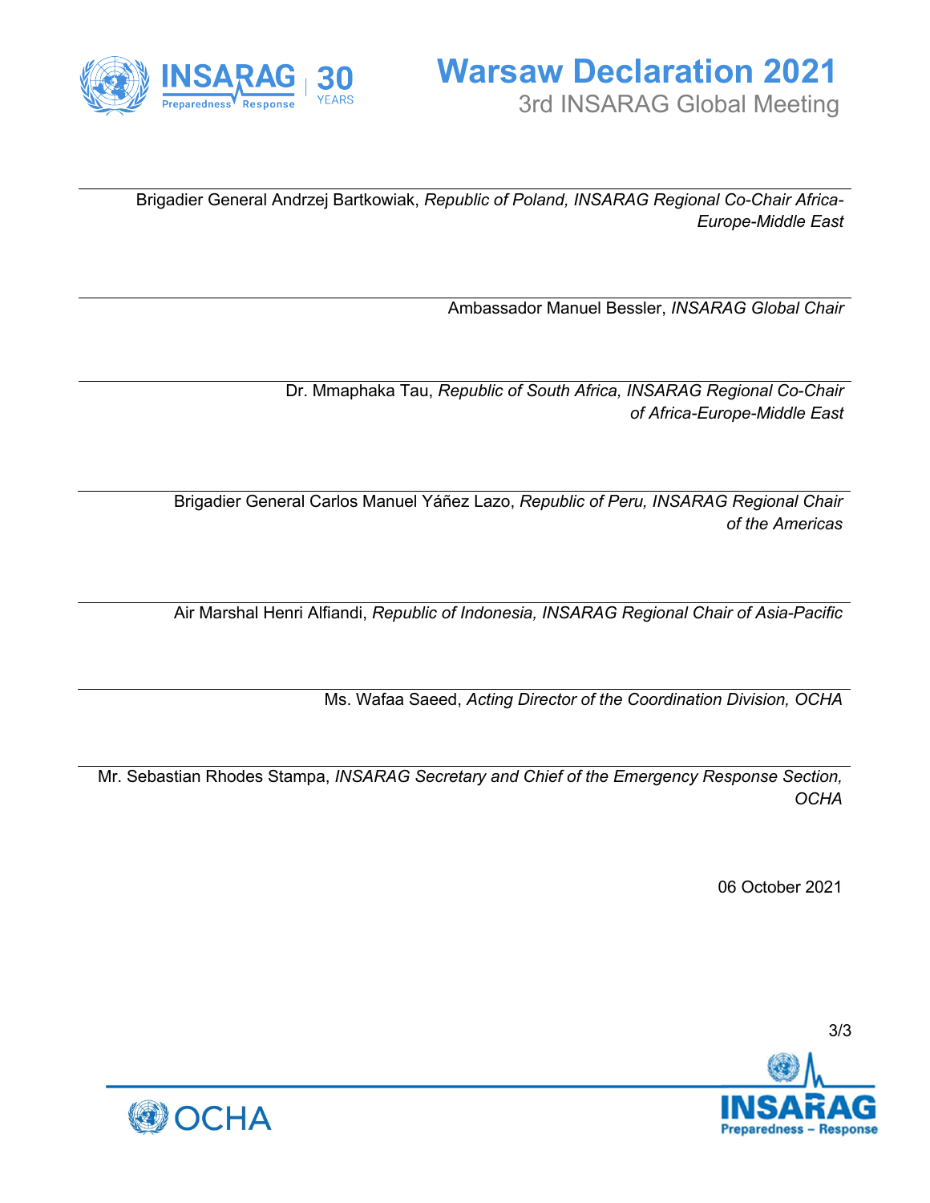Brigadier General Andrzej Bartkowiak, *Republic of Poland, INSARAG Regional Co-Chair Africa-Europe-Middle East*

---

Ambassador Manuel Bessler, *INSARAG Global Chair*

---

Dr. Mmaphaka Tau, *Republic of South Africa, INSARAG Regional Co-Chair of Africa-Europe-Middle East*

---

Brigadier General Carlos Manuel Yáñez Lazo, *Republic of Peru, INSARAG Regional Chair of the Americas*

---

Air Marshal Henri Alfiandi, *Republic of Indonesia, INSARAG Regional Chair of Asia-Pacific*

---

Ms. Wafaa Saeed, *Acting Director of the Coordination Division, OCHA*

---

Mr. Sebastian Rhodes Stampa, *INSARAG Secretary and Chief of the Emergency Response Section, OCHA*

06 October 2021